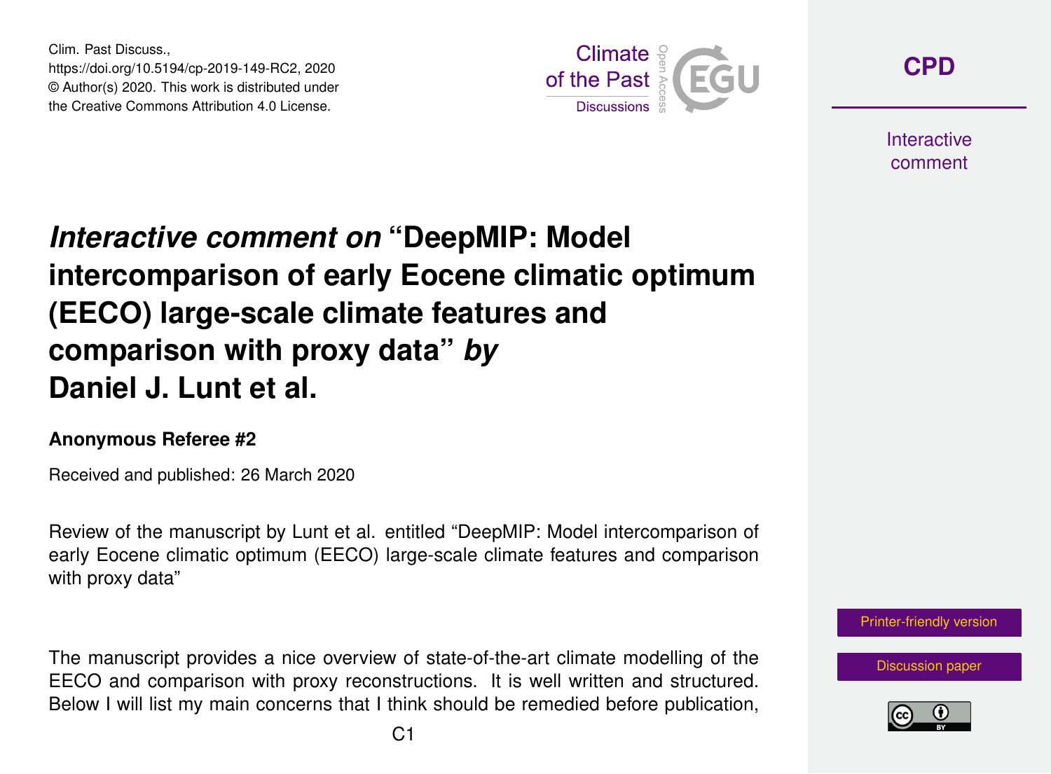# *Interactive comment on* "DeepMIP: Model intercomparison of early Eocene climatic optimum (EECO) large-scale climate features and comparison with proxy data" *by* Daniel J. Lunt et al.

**Anonymous Referee #2**

Received and published: 26 March 2020

Review of the manuscript by Lunt et al. entitled "DeepMIP: Model intercomparison of early Eocene climatic optimum (EECO) large-scale climate features and comparison with proxy data"

The manuscript provides a nice overview of state-of-the-art climate modelling of the EECO and comparison with proxy reconstructions. It is well written and structured. Below I will list my main concerns that I think should be remedied before publication,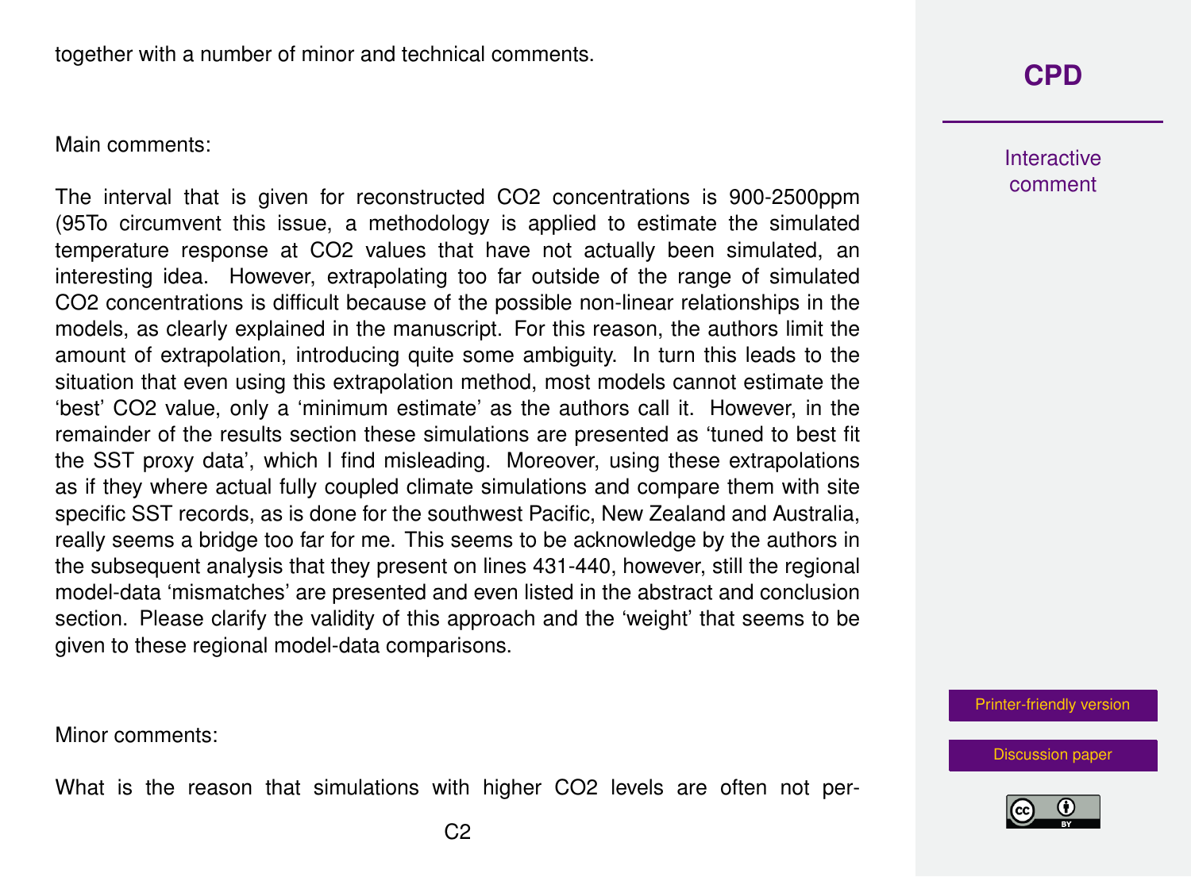together with a number of minor and technical comments.

Main comments:

The interval that is given for reconstructed $CO_2$ concentrations is 900-2500ppm (95To circumvent this issue, a methodology is applied to estimate the simulated temperature response at $CO_2$ values that have not actually been simulated, an interesting idea. However, extrapolating too far outside of the range of simulated $CO_2$ concentrations is difficult because of the possible non-linear relationships in the models, as clearly explained in the manuscript. For this reason, the authors limit the amount of extrapolation, introducing quite some ambiguity. In turn this leads to the situation that even using this extrapolation method, most models cannot estimate the 'best' $CO_2$ value, only a 'minimum estimate' as the authors call it. However, in the remainder of the results section these simulations are presented as 'tuned to best fit the SST proxy data', which I find misleading. Moreover, using these extrapolations as if they where actual fully coupled climate simulations and compare them with site specific SST records, as is done for the southwest Pacific, New Zealand and Australia, really seems a bridge too far for me. This seems to be acknowledge by the authors in the subsequent analysis that they present on lines 431-440, however, still the regional model-data 'mismatches' are presented and even listed in the abstract and conclusion section. Please clarify the validity of this approach and the 'weight' that seems to be given to these regional model-data comparisons.

Minor comments:

What is the reason that simulations with higher $CO_2$ levels are often not per-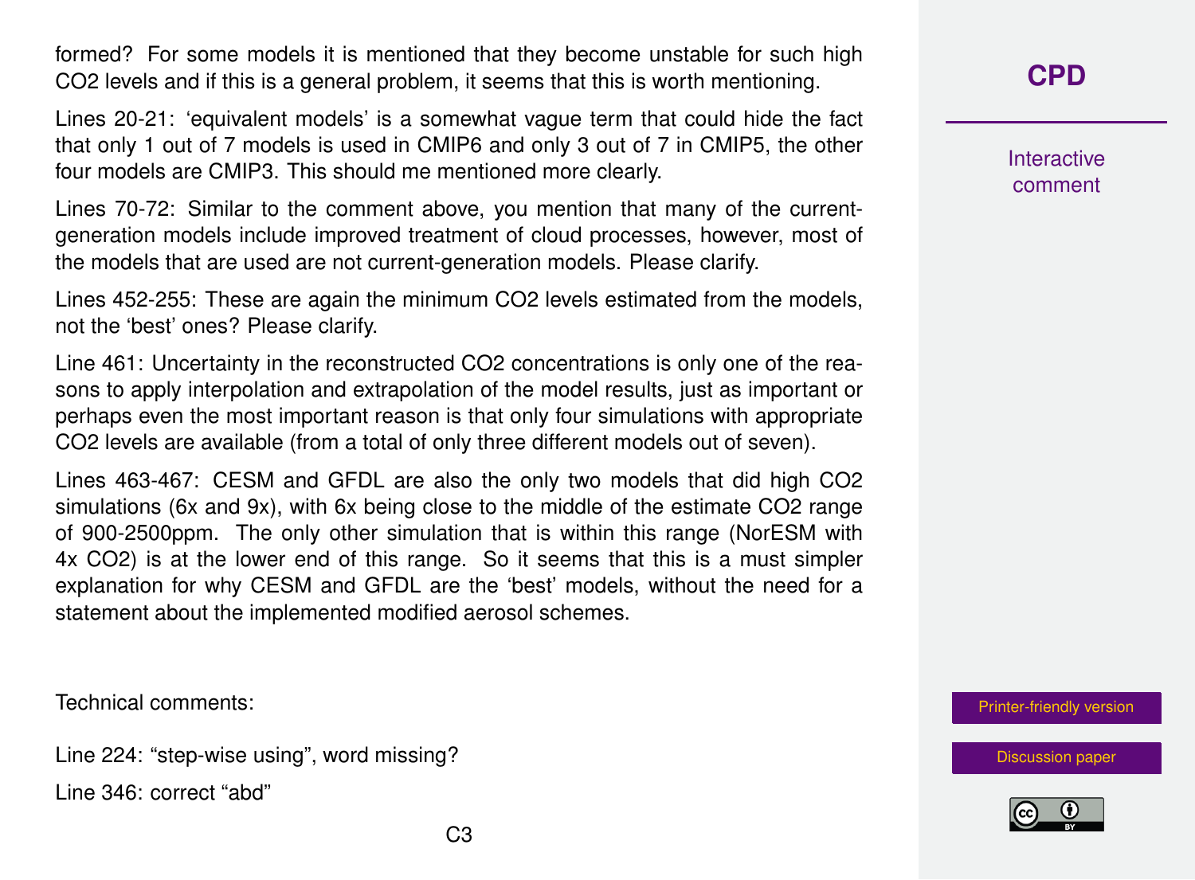formed? For some models it is mentioned that they become unstable for such high CO2 levels and if this is a general problem, it seems that this is worth mentioning.

Lines 20-21: 'equivalent models' is a somewhat vague term that could hide the fact that only 1 out of 7 models is used in CMIP6 and only 3 out of 7 in CMIP5, the other four models are CMIP3. This should me mentioned more clearly.

Lines 70-72: Similar to the comment above, you mention that many of the current-generation models include improved treatment of cloud processes, however, most of the models that are used are not current-generation models. Please clarify.

Lines 452-255: These are again the minimum CO2 levels estimated from the models, not the 'best' ones? Please clarify.

Line 461: Uncertainty in the reconstructed CO2 concentrations is only one of the reasons to apply interpolation and extrapolation of the model results, just as important or perhaps even the most important reason is that only four simulations with appropriate CO2 levels are available (from a total of only three different models out of seven).

Lines 463-467: CESM and GFDL are also the only two models that did high CO2 simulations (6x and 9x), with 6x being close to the middle of the estimate CO2 range of 900-2500ppm. The only other simulation that is within this range (NorESM with 4x CO2) is at the lower end of this range. So it seems that this is a must simpler explanation for why CESM and GFDL are the 'best' models, without the need for a statement about the implemented modified aerosol schemes.

Technical comments:

Line 224: "step-wise using", word missing?

Line 346: correct "abd"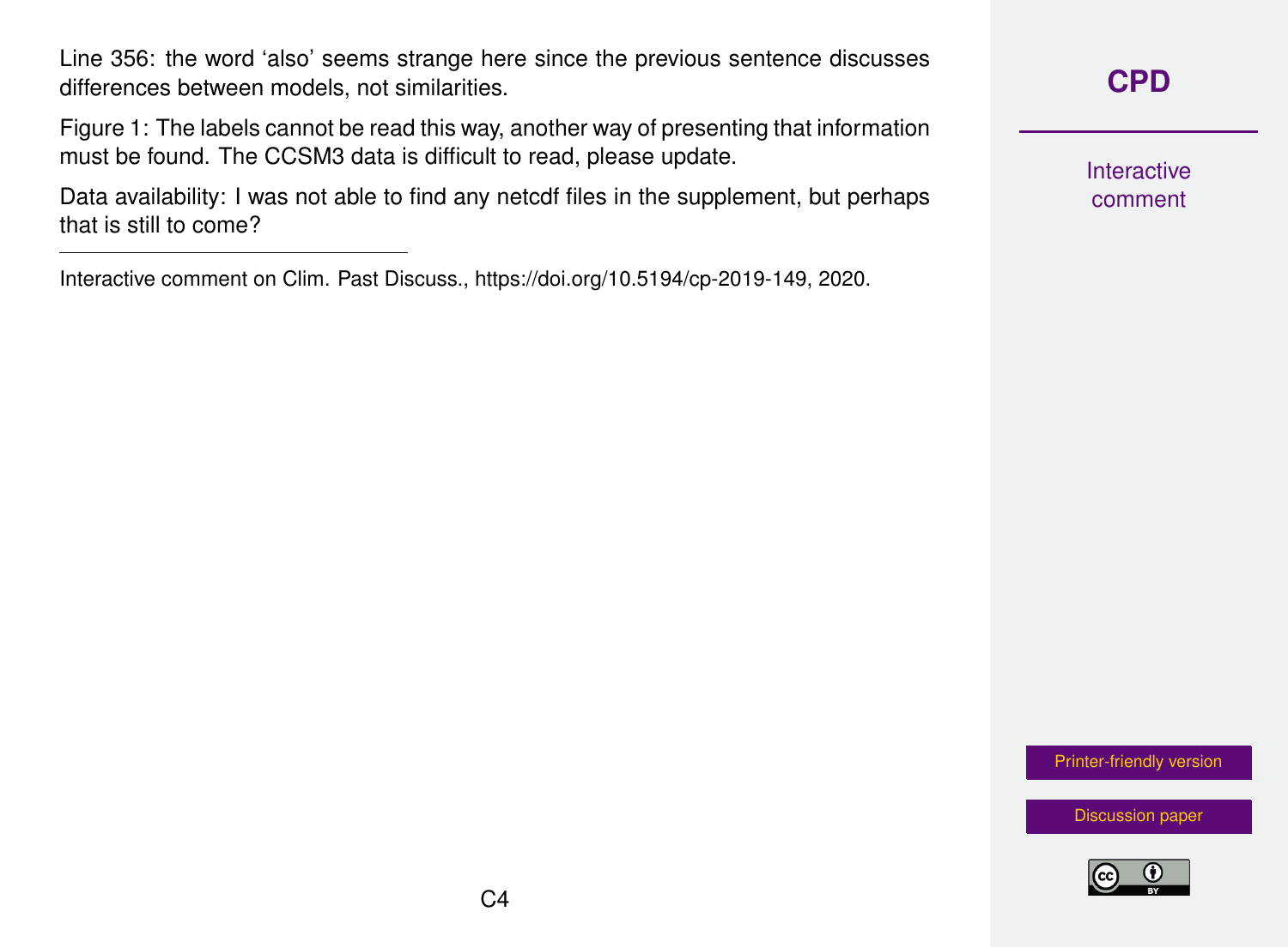Line 356: the word 'also' seems strange here since the previous sentence discusses differences between models, not similarities.

Figure 1: The labels cannot be read this way, another way of presenting that information must be found. The CCSM3 data is difficult to read, please update.

Data availability: I was not able to find any netcdf files in the supplement, but perhaps that is still to come?

---

Interactive comment on Clim. Past Discuss., https://doi.org/10.5194/cp-2019-149, 2020.